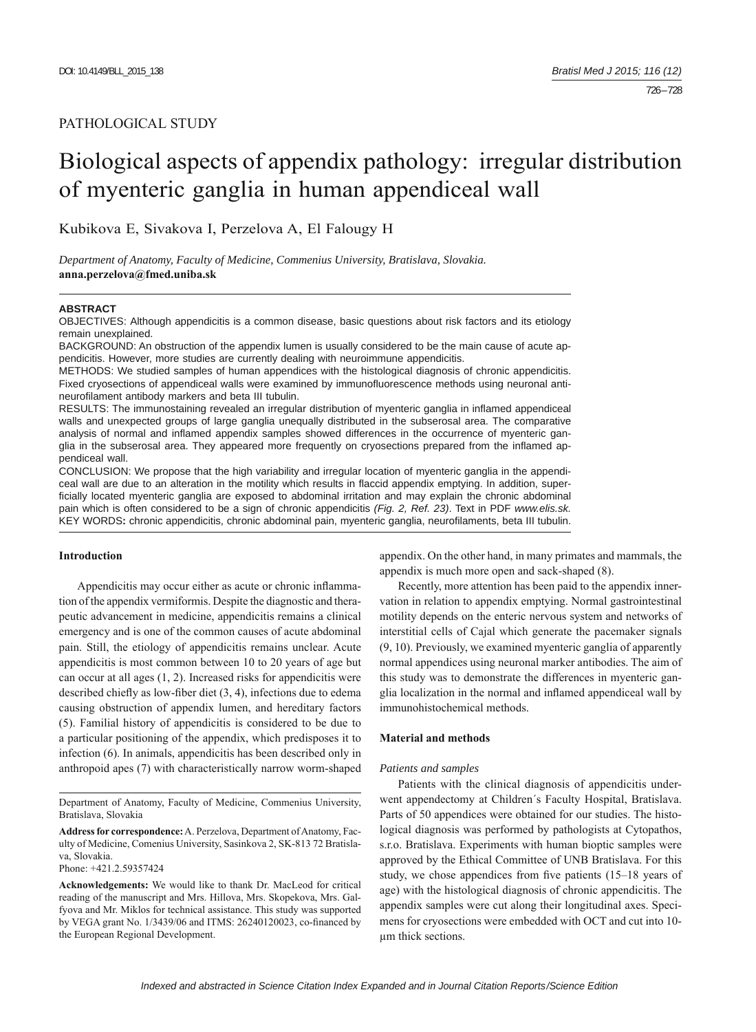PATHOLOGICAL STUDY

# Biological aspects of appendix pathology: irregular distribution of myenteric ganglia in human appendiceal wall

Kubikova E, Sivakova I, Perzelova A, El Falougy H

*Department of Anatomy, Faculty of Medicine, Commenius University, Bratislava, Slovakia.*
**anna.perzelova@fmed.uniba.sk**

**ABSTRACT**

OBJECTIVES: Although appendicitis is a common disease, basic questions about risk factors and its etiology remain unexplained.

BACKGROUND: An obstruction of the appendix lumen is usually considered to be the main cause of acute appendicitis. However, more studies are currently dealing with neuroimmune appendicitis.

METHODS: We studied samples of human appendices with the histological diagnosis of chronic appendicitis. Fixed cryosections of appendiceal walls were examined by immunofluorescence methods using neuronal antineurofilament antibody markers and beta III tubulin.

RESULTS: The immunostaining revealed an irregular distribution of myenteric ganglia in inflamed appendiceal walls and unexpected groups of large ganglia unequally distributed in the subserosal area. The comparative analysis of normal and inflamed appendix samples showed differences in the occurrence of myenteric ganglia in the subserosal area. They appeared more frequently on cryosections prepared from the inflamed appendiceal wall.

CONCLUSION: We propose that the high variability and irregular location of myenteric ganglia in the appendiceal wall are due to an alteration in the motility which results in flaccid appendix emptying. In addition, superficially located myenteric ganglia are exposed to abdominal irritation and may explain the chronic abdominal pain which is often considered to be a sign of chronic appendicitis *(Fig. 2, Ref. 23)*. Text in PDF *www.elis.sk.*

KEY WORDS**:** chronic appendicitis, chronic abdominal pain, myenteric ganglia, neurofilaments, beta III tubulin.

## Introduction

Appendicitis may occur either as acute or chronic inflammation of the appendix vermiformis. Despite the diagnostic and therapeutic advancement in medicine, appendicitis remains a clinical emergency and is one of the common causes of acute abdominal pain. Still, the etiology of appendicitis remains unclear. Acute appendicitis is most common between 10 to 20 years of age but can occur at all ages (1, 2). Increased risks for appendicitis were described chiefly as low-fiber diet (3, 4), infections due to edema causing obstruction of appendix lumen, and hereditary factors (5). Familial history of appendicitis is considered to be due to a particular positioning of the appendix, which predisposes it to infection (6). In animals, appendicitis has been described only in anthropoid apes (7) with characteristically narrow worm-shaped appendix. On the other hand, in many primates and mammals, the appendix is much more open and sack-shaped (8).

Recently, more attention has been paid to the appendix innervation in relation to appendix emptying. Normal gastrointestinal motility depends on the enteric nervous system and networks of interstitial cells of Cajal which generate the pacemaker signals (9, 10). Previously, we examined myenteric ganglia of apparently normal appendices using neuronal marker antibodies. The aim of this study was to demonstrate the differences in myenteric ganglia localization in the normal and inflamed appendiceal wall by immunohistochemical methods.

## Material and methods

### *Patients and samples*

Patients with the clinical diagnosis of appendicitis underwent appendectomy at Children´s Faculty Hospital, Bratislava. Parts of 50 appendices were obtained for our studies. The histological diagnosis was performed by pathologists at Cytopathos, s.r.o. Bratislava. Experiments with human bioptic samples were approved by the Ethical Committee of UNB Bratislava. For this study, we chose appendices from five patients (15–18 years of age) with the histological diagnosis of chronic appendicitis. The appendix samples were cut along their longitudinal axes. Specimens for cryosections were embedded with OCT and cut into 10-μm thick sections.

---

Department of Anatomy, Faculty of Medicine, Commenius University, Bratislava, Slovakia

**Address for correspondence:** A. Perzelova, Department of Anatomy, Faculty of Medicine, Comenius University, Sasinkova 2, SK-813 72 Bratislava, Slovakia.
Phone: +421.2.59357424

**Acknowledgements:** We would like to thank Dr. MacLeod for critical reading of the manuscript and Mrs. Hillova, Mrs. Skopekova, Mrs. Galfyova and Mr. Miklos for technical assistance. This study was supported by VEGA grant No. 1/3439/06 and ITMS: 26240120023, co-financed by the European Regional Development.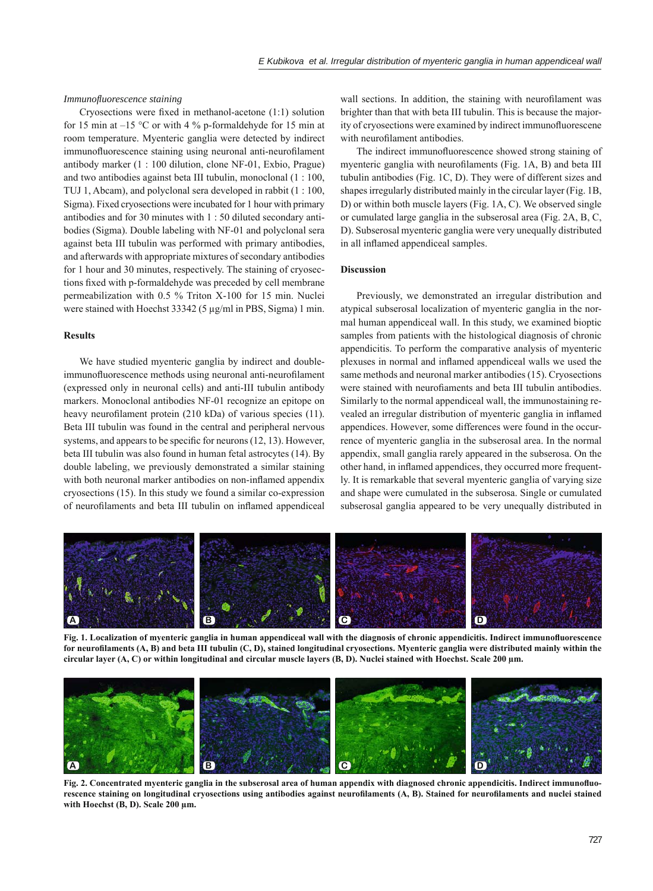*Immunofluorescence staining*

Cryosections were fixed in methanol-acetone (1:1) solution for 15 min at –15 °C or with 4 % p-formaldehyde for 15 min at room temperature. Myenteric ganglia were detected by indirect immunofluorescence staining using neuronal anti-neurofilament antibody marker (1 : 100 dilution, clone NF-01, Exbio, Prague) and two antibodies against beta III tubulin, monoclonal (1 : 100, TUJ 1, Abcam), and polyclonal sera developed in rabbit (1 : 100, Sigma). Fixed cryosections were incubated for 1 hour with primary antibodies and for 30 minutes with 1 : 50 diluted secondary antibodies (Sigma). Double labeling with NF-01 and polyclonal sera against beta III tubulin was performed with primary antibodies, and afterwards with appropriate mixtures of secondary antibodies for 1 hour and 30 minutes, respectively. The staining of cryosections fixed with p-formaldehyde was preceded by cell membrane permeabilization with 0.5 % Triton X-100 for 15 min. Nuclei were stained with Hoechst 33342 (5 µg/ml in PBS, Sigma) 1 min.

## Results

We have studied myenteric ganglia by indirect and double-immunofluorescence methods using neuronal anti-neurofilament (expressed only in neuronal cells) and anti-III tubulin antibody markers. Monoclonal antibodies NF-01 recognize an epitope on heavy neurofilament protein (210 kDa) of various species (11). Beta III tubulin was found in the central and peripheral nervous systems, and appears to be specific for neurons (12, 13). However, beta III tubulin was also found in human fetal astrocytes (14). By double labeling, we previously demonstrated a similar staining with both neuronal marker antibodies on non-inflamed appendix cryosections (15). In this study we found a similar co-expression of neurofilaments and beta III tubulin on inflamed appendiceal wall sections. In addition, the staining with neurofilament was brighter than that with beta III tubulin. This is because the majority of cryosections were examined by indirect immunofluorescene with neurofilament antibodies.

The indirect immunofluorescence showed strong staining of myenteric ganglia with neurofilaments (Fig. 1A, B) and beta III tubulin antibodies (Fig. 1C, D). They were of different sizes and shapes irregularly distributed mainly in the circular layer (Fig. 1B, D) or within both muscle layers (Fig. 1A, C). We observed single or cumulated large ganglia in the subserosal area (Fig. 2A, B, C, D). Subserosal myenteric ganglia were very unequally distributed in all inflamed appendiceal samples.

## Discussion

Previously, we demonstrated an irregular distribution and atypical subserosal localization of myenteric ganglia in the normal human appendiceal wall. In this study, we examined bioptic samples from patients with the histological diagnosis of chronic appendicitis. To perform the comparative analysis of myenteric plexuses in normal and inflamed appendiceal walls we used the same methods and neuronal marker antibodies (15). Cryosections were stained with neurofilaments and beta III tubulin antibodies. Similarly to the normal appendiceal wall, the immunostaining revealed an irregular distribution of myenteric ganglia in inflamed appendices. However, some differences were found in the occurrence of myenteric ganglia in the subserosal area. In the normal appendix, small ganglia rarely appeared in the subserosa. On the other hand, in inflamed appendices, they occurred more frequently. It is remarkable that several myenteric ganglia of varying size and shape were cumulated in the subserosa. Single or cumulated subserosal ganglia appeared to be very unequally distributed in

**Fig. 1. Localization of myenteric ganglia in human appendiceal wall with the diagnosis of chronic appendicitis. Indirect immunofluorescence for neurofilaments (A, B) and beta III tubulin (C, D), stained longitudinal cryosections. Myenteric ganglia were distributed mainly within the circular layer (A, C) or within longitudinal and circular muscle layers (B, D). Nuclei stained with Hoechst. Scale 200 µm.**

**Fig. 2. Concentrated myenteric ganglia in the subserosal area of human appendix with diagnosed chronic appendicitis. Indirect immunofluorescence staining on longitudinal cryosections using antibodies against neurofilaments (A, B). Stained for neurofilaments and nuclei stained with Hoechst (B, D). Scale 200 µm.**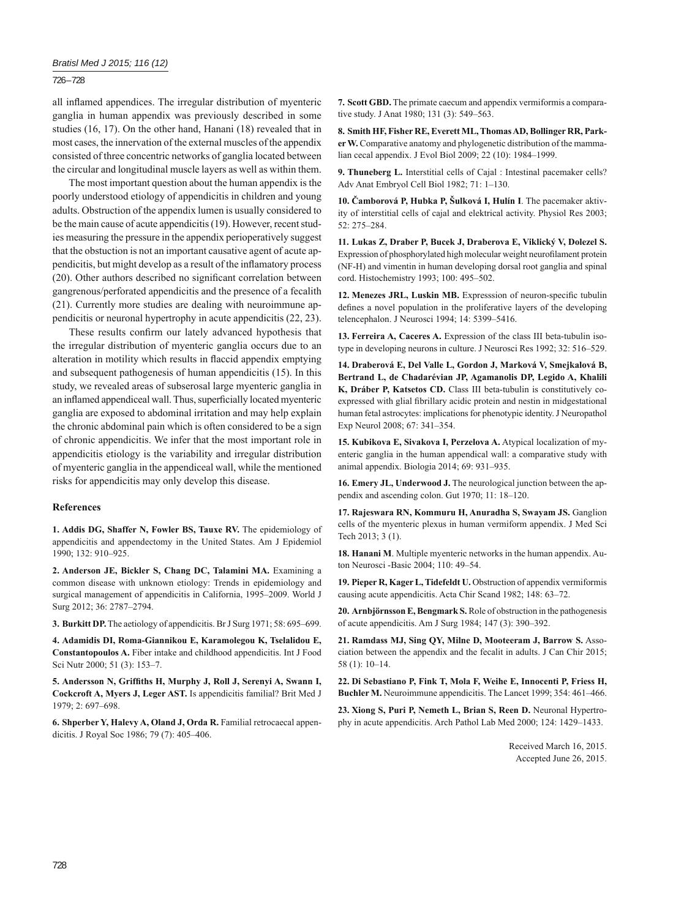all inflamed appendices. The irregular distribution of myenteric ganglia in human appendix was previously described in some studies (16, 17). On the other hand, Hanani (18) revealed that in most cases, the innervation of the external muscles of the appendix consisted of three concentric networks of ganglia located between the circular and longitudinal muscle layers as well as within them.

The most important question about the human appendix is the poorly understood etiology of appendicitis in children and young adults. Obstruction of the appendix lumen is usually considered to be the main cause of acute appendicitis (19). However, recent studies measuring the pressure in the appendix perioperatively suggest that the obstuction is not an important causative agent of acute appendicitis, but might develop as a result of the inflamatory process (20). Other authors described no significant correlation between gangrenous/perforated appendicitis and the presence of a fecalith (21). Currently more studies are dealing with neuroimmune appendicitis or neuronal hypertrophy in acute appendicitis (22, 23).

These results confirm our lately advanced hypothesis that the irregular distribution of myenteric ganglia occurs due to an alteration in motility which results in flaccid appendix emptying and subsequent pathogenesis of human appendicitis (15). In this study, we revealed areas of subserosal large myenteric ganglia in an inflamed appendiceal wall. Thus, superficially located myenteric ganglia are exposed to abdominal irritation and may help explain the chronic abdominal pain which is often considered to be a sign of chronic appendicitis. We infer that the most important role in appendicitis etiology is the variability and irregular distribution of myenteric ganglia in the appendiceal wall, while the mentioned risks for appendicitis may only develop this disease.

## References

**1. Addis DG, Shaffer N, Fowler BS, Tauxe RV.** The epidemiology of appendicitis and appendectomy in the United States. Am J Epidemiol 1990; 132: 910–925.

**2. Anderson JE, Bickler S, Chang DC, Talamini MA.** Examining a common disease with unknown etiology: Trends in epidemiology and surgical management of appendicitis in California, 1995–2009. World J Surg 2012; 36: 2787–2794.

**3. Burkitt DP.** The aetiology of appendicitis. Br J Surg 1971; 58: 695–699.

**4. Adamidis DI, Roma-Giannikou E, Karamolegou K, Tselalidou E, Constantopoulos A.** Fiber intake and childhood appendicitis. Int J Food Sci Nutr 2000; 51 (3): 153–7.

**5. Andersson N, Griffiths H, Murphy J, Roll J, Serenyi A, Swann I, Cockcroft A, Myers J, Leger AST.** Is appendicitis familial? Brit Med J 1979; 2: 697–698.

**6. Shperber Y, Halevy A, Oland J, Orda R.** Familial retrocaecal appendicitis. J Royal Soc 1986; 79 (7): 405–406.

**7. Scott GBD.** The primate caecum and appendix vermiformis a comparative study. J Anat 1980; 131 (3): 549–563.

**8. Smith HF, Fisher RE, Everett ML, Thomas AD, Bollinger RR, Parker W.** Comparative anatomy and phylogenetic distribution of the mammalian cecal appendix. J Evol Biol 2009; 22 (10): 1984–1999.

**9. Thuneberg L.** Interstitial cells of Cajal : Intestinal pacemaker cells? Adv Anat Embryol Cell Biol 1982; 71: 1–130.

**10. Čamborová P, Hubka P, Šulková I, Hulín I**. The pacemaker aktivity of interstitial cells of cajal and elektrical activity. Physiol Res 2003; 52: 275–284.

**11. Lukas Z, Draber P, Bucek J, Draberova E, Viklický V, Dolezel S.** Expression of phosphorylated high molecular weight neurofilament protein (NF-H) and vimentin in human developing dorsal root ganglia and spinal cord. Histochemistry 1993; 100: 495–502.

**12. Menezes JRL, Luskin MB.** Expresssion of neuron-specific tubulin defines a novel population in the proliferative layers of the developing telencephalon. J Neurosci 1994; 14: 5399–5416.

**13. Ferreira A, Caceres A.** Expression of the class III beta-tubulin isotype in developing neurons in culture. J Neurosci Res 1992; 32: 516–529.

**14. Draberová E, Del Valle L, Gordon J, Marková V, Smejkalová B, Bertrand L, de Chadarévian JP, Agamanolis DP, Legido A, Khalili K, Dráber P, Katsetos CD.** Class III beta-tubulin is constitutively coexpressed with glial fibrillary acidic protein and nestin in midgestational human fetal astrocytes: implications for phenotypic identity. J Neuropathol Exp Neurol 2008; 67: 341–354.

**15. Kubikova E, Sivakova I, Perzelova A.** Atypical localization of myenteric ganglia in the human appendical wall: a comparative study with animal appendix. Biologia 2014; 69: 931–935.

**16. Emery JL, Underwood J.** The neurological junction between the appendix and ascending colon. Gut 1970; 11: 18–120.

**17. Rajeswara RN, Kommuru H, Anuradha S, Swayam JS.** Ganglion cells of the myenteric plexus in human vermiform appendix. J Med Sci Tech 2013; 3 (1).

**18. Hanani M**. Multiple myenteric networks in the human appendix. Auton Neurosci -Basic 2004; 110: 49–54.

**19. Pieper R, Kager L, Tidefeldt U.** Obstruction of appendix vermiformis causing acute appendicitis. Acta Chir Scand 1982; 148: 63–72.

**20. Arnbjörnsson E, Bengmark S.** Role of obstruction in the pathogenesis of acute appendicitis. Am J Surg 1984; 147 (3): 390–392.

**21. Ramdass MJ, Sing QY, Milne D, Mooteeram J, Barrow S.** Association between the appendix and the fecalit in adults. J Can Chir 2015; 58 (1): 10–14.

**22. Di Sebastiano P, Fink T, Mola F, Weihe E, Innocenti P, Friess H, Buchler M.** Neuroimmune appendicitis. The Lancet 1999; 354: 461–466.

**23. Xiong S, Puri P, Nemeth L, Brian S, Reen D.** Neuronal Hypertrophy in acute appendicitis. Arch Pathol Lab Med 2000; 124: 1429–1433.

Received March 16, 2015.
Accepted June 26, 2015.